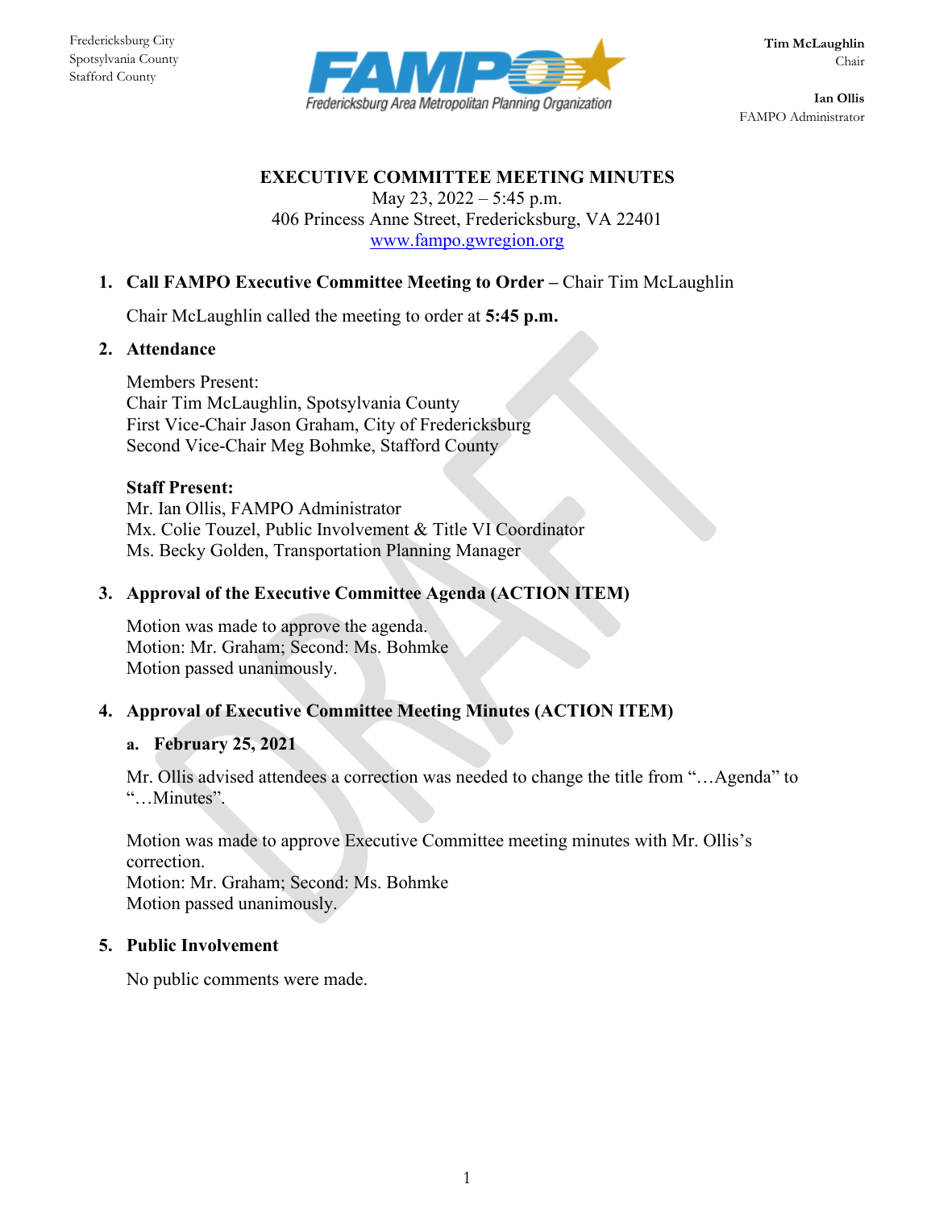Fredericksburg City
Spotsylvania County
Stafford County

**FAMPO** Fredericksburg Area Metropolitan Planning Organization

**Tim McLaughlin**
Chair

**Ian Ollis**
FAMPO Administrator

# EXECUTIVE COMMITTEE MEETING MINUTES

May 23, 2022 – 5:45 p.m.
406 Princess Anne Street, Fredericksburg, VA 22401
[www.fampo.gwregion.org](http://www.fampo.gwregion.org)

1. **Call FAMPO Executive Committee Meeting to Order –** Chair Tim McLaughlin

   Chair McLaughlin called the meeting to order at **5:45 p.m.**

2. **Attendance**

   Members Present:
   Chair Tim McLaughlin, Spotsylvania County
   First Vice-Chair Jason Graham, City of Fredericksburg
   Second Vice-Chair Meg Bohmke, Stafford County

   **Staff Present:**
   Mr. Ian Ollis, FAMPO Administrator
   Mx. Colie Touzel, Public Involvement & Title VI Coordinator
   Ms. Becky Golden, Transportation Planning Manager

3. **Approval of the Executive Committee Agenda (ACTION ITEM)**

   Motion was made to approve the agenda.
   Motion: Mr. Graham; Second: Ms. Bohmke
   Motion passed unanimously.

4. **Approval of Executive Committee Meeting Minutes (ACTION ITEM)**

   a. **February 25, 2021**

   Mr. Ollis advised attendees a correction was needed to change the title from "…Agenda" to "…Minutes".

   Motion was made to approve Executive Committee meeting minutes with Mr. Ollis's correction.
   Motion: Mr. Graham; Second: Ms. Bohmke
   Motion passed unanimously.

5. **Public Involvement**

   No public comments were made.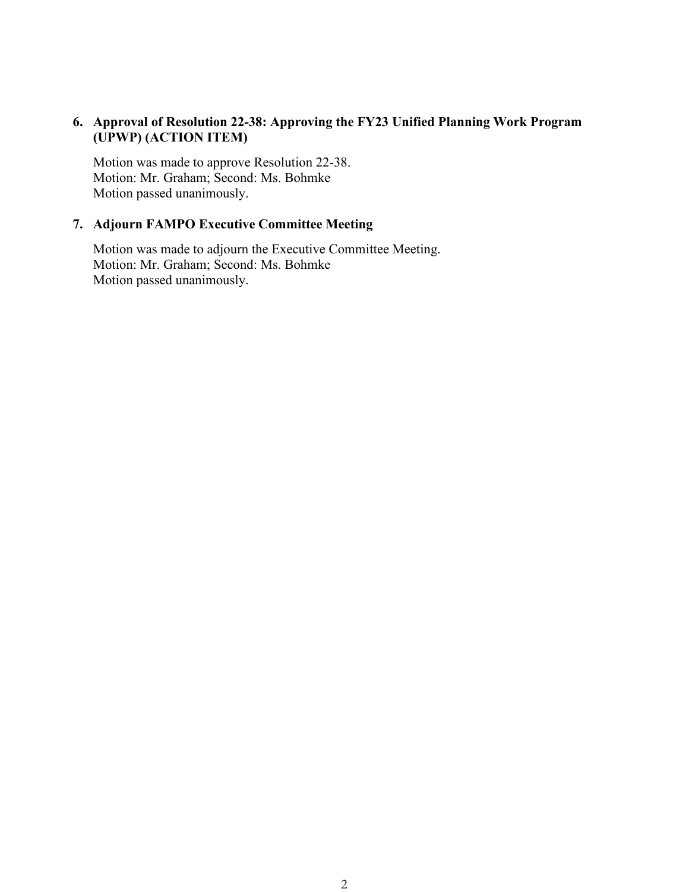6. **Approval of Resolution 22-38: Approving the FY23 Unified Planning Work Program (UPWP) (ACTION ITEM)**

   Motion was made to approve Resolution 22-38.
   Motion: Mr. Graham; Second: Ms. Bohmke
   Motion passed unanimously.

7. **Adjourn FAMPO Executive Committee Meeting**

   Motion was made to adjourn the Executive Committee Meeting.
   Motion: Mr. Graham; Second: Ms. Bohmke
   Motion passed unanimously.